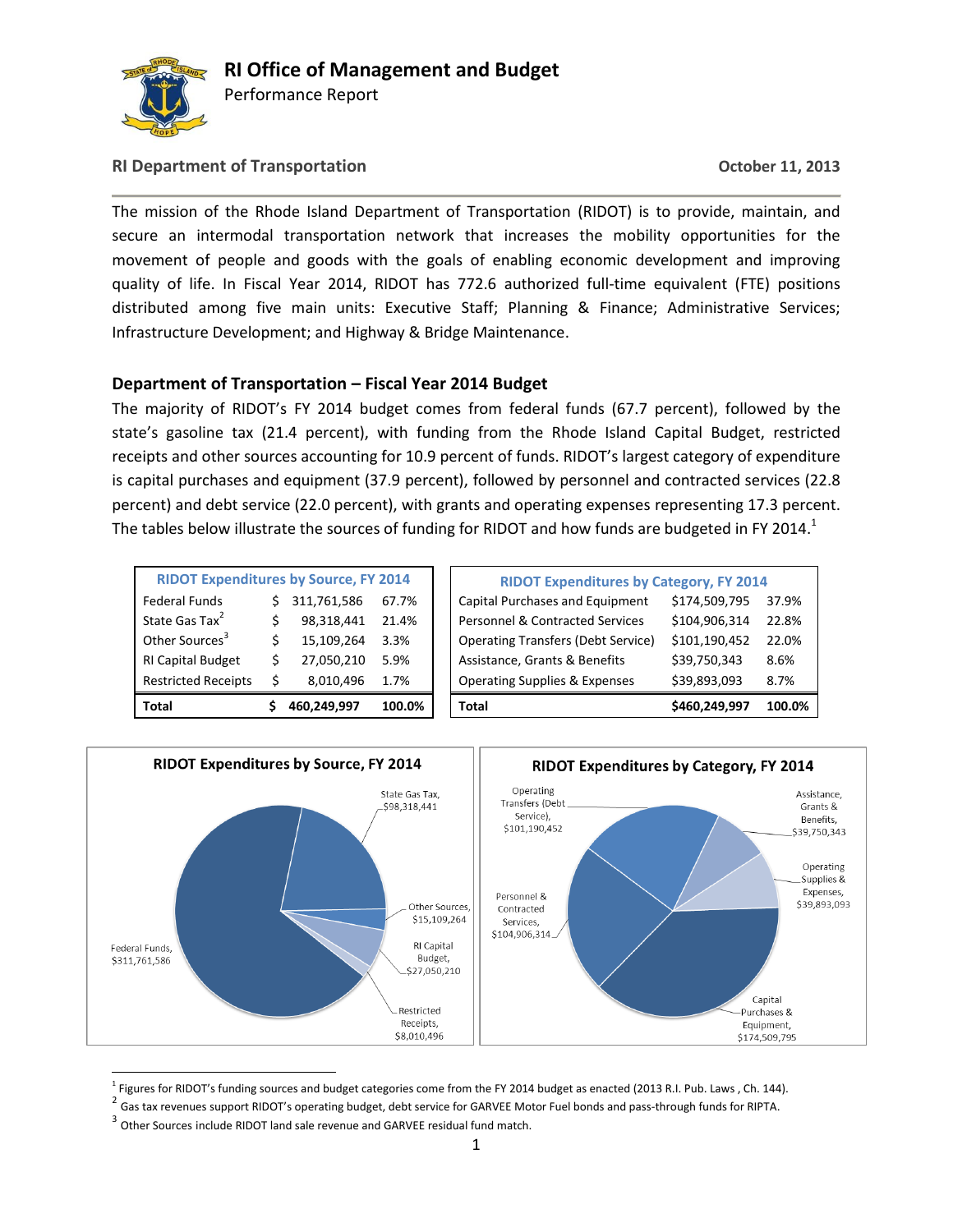# RI Office of Management and Budget

Performance Report

**RI Department of Transportation** **October 11, 2013**

The mission of the Rhode Island Department of Transportation (RIDOT) is to provide, maintain, and secure an intermodal transportation network that increases the mobility opportunities for the movement of people and goods with the goals of enabling economic development and improving quality of life. In Fiscal Year 2014, RIDOT has 772.6 authorized full-time equivalent (FTE) positions distributed among five main units: Executive Staff; Planning & Finance; Administrative Services; Infrastructure Development; and Highway & Bridge Maintenance.

## Department of Transportation – Fiscal Year 2014 Budget

The majority of RIDOT's FY 2014 budget comes from federal funds (67.7 percent), followed by the state's gasoline tax (21.4 percent), with funding from the Rhode Island Capital Budget, restricted receipts and other sources accounting for 10.9 percent of funds. RIDOT's largest category of expenditure is capital purchases and equipment (37.9 percent), followed by personnel and contracted services (22.8 percent) and debt service (22.0 percent), with grants and operating expenses representing 17.3 percent. The tables below illustrate the sources of funding for RIDOT and how funds are budgeted in FY 2014.[1]

| RIDOT Expenditures by Source, FY 2014 | | |
|---|---|---|
| Federal Funds | $ 311,761,586 | 67.7% |
| State Gas Tax[2] | $ 98,318,441 | 21.4% |
| Other Sources[3] | $ 15,109,264 | 3.3% |
| RI Capital Budget | $ 27,050,210 | 5.9% |
| Restricted Receipts | $ 8,010,496 | 1.7% |
| **Total** | **$ 460,249,997** | **100.0%** |

| RIDOT Expenditures by Category, FY 2014 | | |
|---|---|---|
| Capital Purchases and Equipment | $174,509,795 | 37.9% |
| Personnel & Contracted Services | $104,906,314 | 22.8% |
| Operating Transfers (Debt Service) | $101,190,452 | 22.0% |
| Assistance, Grants & Benefits | $39,750,343 | 8.6% |
| Operating Supplies & Expenses | $39,893,093 | 8.7% |
| **Total** | **$460,249,997** | **100.0%** |

**RIDOT Expenditures by Source, FY 2014**

State Gas Tax, $98,318,441; Other Sources, $15,109,264; RI Capital Budget, $27,050,210; Restricted Receipts, $8,010,496; Federal Funds, $311,761,586

**RIDOT Expenditures by Category, FY 2014**

Operating Transfers (Debt Service), $101,190,452; Assistance, Grants & Benefits, $39,750,343; Operating Supplies & Expenses, $39,893,093; Personnel & Contracted Services, $104,906,314; Capital Purchases & Equipment, $174,509,795

---

[1] Figures for RIDOT's funding sources and budget categories come from the FY 2014 budget as enacted (2013 R.I. Pub. Laws , Ch. 144).

[2] Gas tax revenues support RIDOT's operating budget, debt service for GARVEE Motor Fuel bonds and pass-through funds for RIPTA.

[3] Other Sources include RIDOT land sale revenue and GARVEE residual fund match.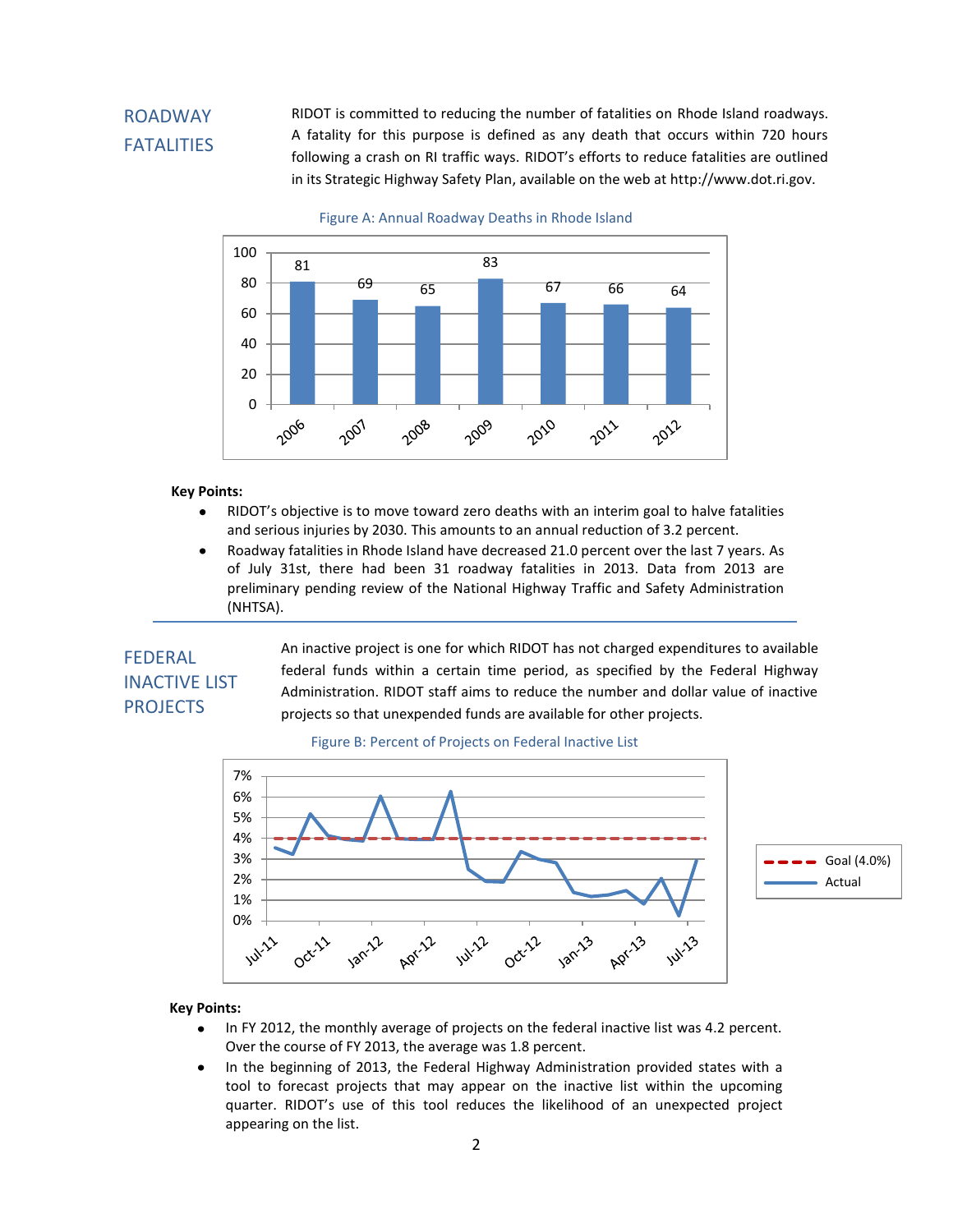## ROADWAY FATALITIES

RIDOT is committed to reducing the number of fatalities on Rhode Island roadways. A fatality for this purpose is defined as any death that occurs within 720 hours following a crash on RI traffic ways. RIDOT's efforts to reduce fatalities are outlined in its Strategic Highway Safety Plan, available on the web at http://www.dot.ri.gov.

Figure A: Annual Roadway Deaths in Rhode Island

| Year | Deaths |
|---|---|
| 2006 | 81 |
| 2007 | 69 |
| 2008 | 65 |
| 2009 | 83 |
| 2010 | 67 |
| 2011 | 66 |
| 2012 | 64 |

**Key Points:**

- RIDOT's objective is to move toward zero deaths with an interim goal to halve fatalities and serious injuries by 2030. This amounts to an annual reduction of 3.2 percent.
- Roadway fatalities in Rhode Island have decreased 21.0 percent over the last 7 years. As of July 31st, there had been 31 roadway fatalities in 2013. Data from 2013 are preliminary pending review of the National Highway Traffic and Safety Administration (NHTSA).

## FEDERAL INACTIVE LIST PROJECTS

An inactive project is one for which RIDOT has not charged expenditures to available federal funds within a certain time period, as specified by the Federal Highway Administration. RIDOT staff aims to reduce the number and dollar value of inactive projects so that unexpended funds are available for other projects.

Figure B: Percent of Projects on Federal Inactive List

**Key Points:**

- In FY 2012, the monthly average of projects on the federal inactive list was 4.2 percent. Over the course of FY 2013, the average was 1.8 percent.
- In the beginning of 2013, the Federal Highway Administration provided states with a tool to forecast projects that may appear on the inactive list within the upcoming quarter. RIDOT's use of this tool reduces the likelihood of an unexpected project appearing on the list.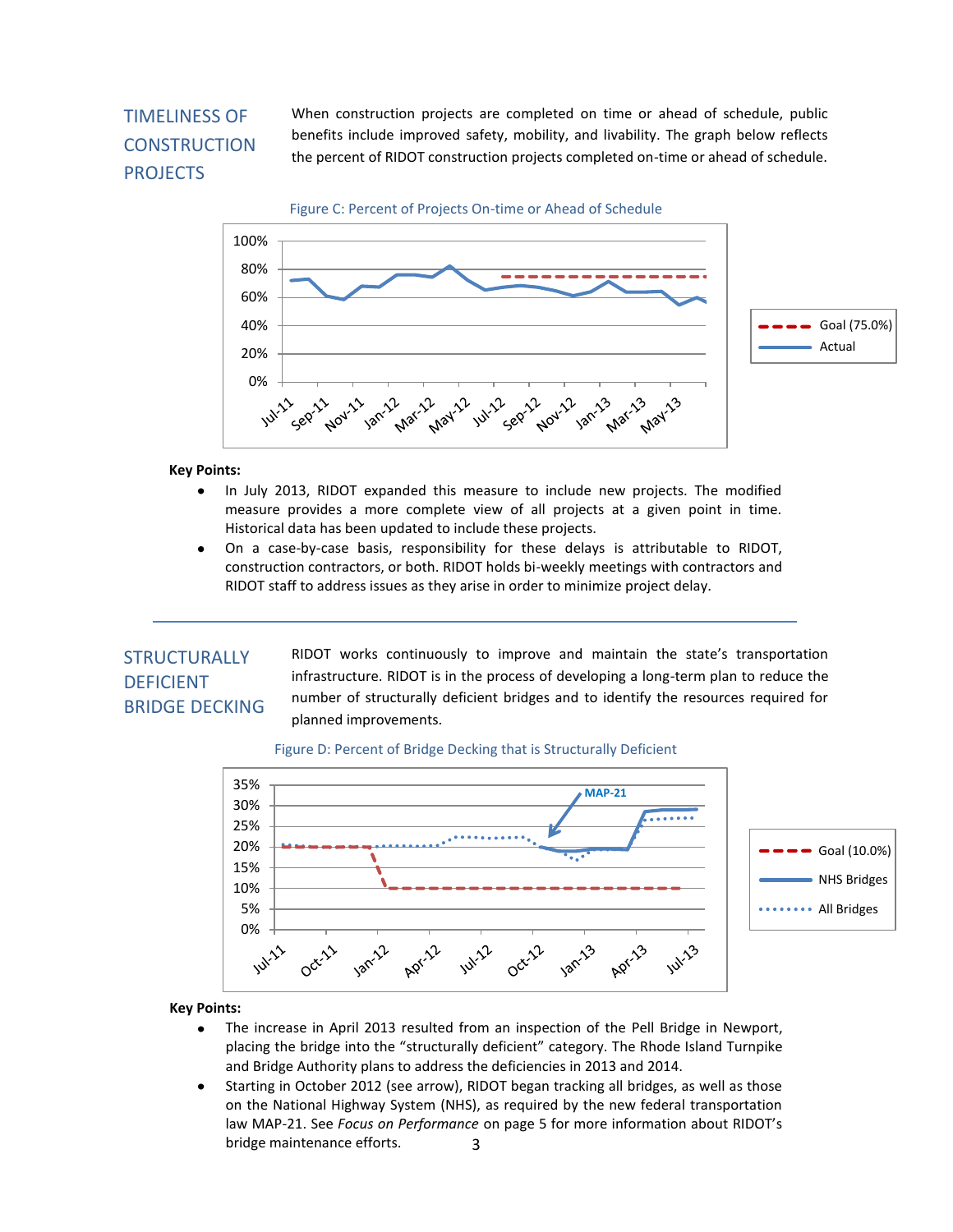## TIMELINESS OF CONSTRUCTION PROJECTS

When construction projects are completed on time or ahead of schedule, public benefits include improved safety, mobility, and livability. The graph below reflects the percent of RIDOT construction projects completed on-time or ahead of schedule.

Figure C: Percent of Projects On-time or Ahead of Schedule

**Key Points:**

- In July 2013, RIDOT expanded this measure to include new projects. The modified measure provides a more complete view of all projects at a given point in time. Historical data has been updated to include these projects.
- On a case-by-case basis, responsibility for these delays is attributable to RIDOT, construction contractors, or both. RIDOT holds bi-weekly meetings with contractors and RIDOT staff to address issues as they arise in order to minimize project delay.

---

## STRUCTURALLY DEFICIENT BRIDGE DECKING

RIDOT works continuously to improve and maintain the state's transportation infrastructure. RIDOT is in the process of developing a long-term plan to reduce the number of structurally deficient bridges and to identify the resources required for planned improvements.

Figure D: Percent of Bridge Decking that is Structurally Deficient

**Key Points:**

- The increase in April 2013 resulted from an inspection of the Pell Bridge in Newport, placing the bridge into the "structurally deficient" category. The Rhode Island Turnpike and Bridge Authority plans to address the deficiencies in 2013 and 2014.
- Starting in October 2012 (see arrow), RIDOT began tracking all bridges, as well as those on the National Highway System (NHS), as required by the new federal transportation law MAP-21. See *Focus on Performance* on page 5 for more information about RIDOT's bridge maintenance efforts.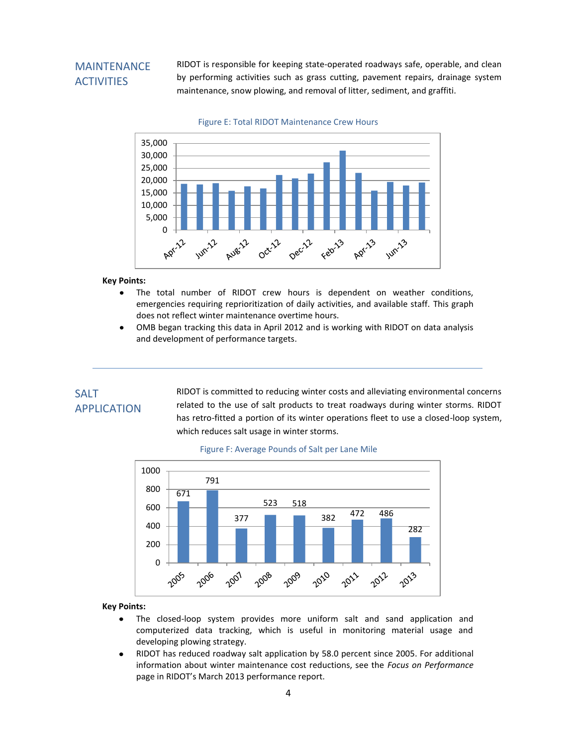## MAINTENANCE ACTIVITIES

RIDOT is responsible for keeping state-operated roadways safe, operable, and clean by performing activities such as grass cutting, pavement repairs, drainage system maintenance, snow plowing, and removal of litter, sediment, and graffiti.

Figure E: Total RIDOT Maintenance Crew Hours

**Key Points:**

- The total number of RIDOT crew hours is dependent on weather conditions, emergencies requiring reprioritization of daily activities, and available staff. This graph does not reflect winter maintenance overtime hours.
- OMB began tracking this data in April 2012 and is working with RIDOT on data analysis and development of performance targets.

---

## SALT APPLICATION

RIDOT is committed to reducing winter costs and alleviating environmental concerns related to the use of salt products to treat roadways during winter storms. RIDOT has retro-fitted a portion of its winter operations fleet to use a closed-loop system, which reduces salt usage in winter storms.

Figure F: Average Pounds of Salt per Lane Mile

| Year | Pounds of Salt per Lane Mile |
|---|---|
| 2005 | 671 |
| 2006 | 791 |
| 2007 | 377 |
| 2008 | 523 |
| 2009 | 518 |
| 2010 | 382 |
| 2011 | 472 |
| 2012 | 486 |
| 2013 | 282 |

**Key Points:**

- The closed-loop system provides more uniform salt and sand application and computerized data tracking, which is useful in monitoring material usage and developing plowing strategy.
- RIDOT has reduced roadway salt application by 58.0 percent since 2005. For additional information about winter maintenance cost reductions, see the *Focus on Performance* page in RIDOT's March 2013 performance report.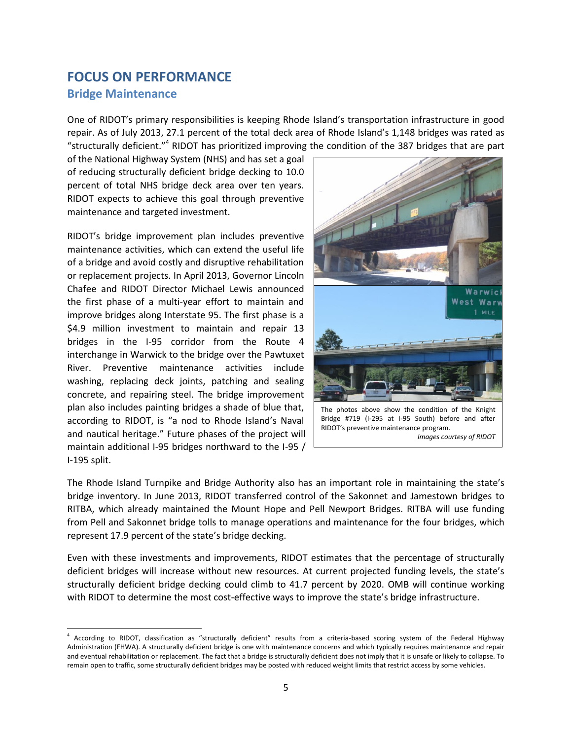# FOCUS ON PERFORMANCE

## Bridge Maintenance

One of RIDOT's primary responsibilities is keeping Rhode Island's transportation infrastructure in good repair. As of July 2013, 27.1 percent of the total deck area of Rhode Island's 1,148 bridges was rated as "structurally deficient."[4] RIDOT has prioritized improving the condition of the 387 bridges that are part of the National Highway System (NHS) and has set a goal of reducing structurally deficient bridge decking to 10.0 percent of total NHS bridge deck area over ten years. RIDOT expects to achieve this goal through preventive maintenance and targeted investment.

RIDOT's bridge improvement plan includes preventive maintenance activities, which can extend the useful life of a bridge and avoid costly and disruptive rehabilitation or replacement projects. In April 2013, Governor Lincoln Chafee and RIDOT Director Michael Lewis announced the first phase of a multi-year effort to maintain and improve bridges along Interstate 95. The first phase is a $4.9 million investment to maintain and repair 13 bridges in the I-95 corridor from the Route 4 interchange in Warwick to the bridge over the Pawtuxet River. Preventive maintenance activities include washing, replacing deck joints, patching and sealing concrete, and repairing steel. The bridge improvement plan also includes painting bridges a shade of blue that, according to RIDOT, is "a nod to Rhode Island's Naval and nautical heritage." Future phases of the project will maintain additional I-95 bridges northward to the I-95 / I-195 split.

The photos above show the condition of the Knight Bridge #719 (I-295 at I-95 South) before and after RIDOT's preventive maintenance program.

*Images courtesy of RIDOT*

The Rhode Island Turnpike and Bridge Authority also has an important role in maintaining the state's bridge inventory. In June 2013, RIDOT transferred control of the Sakonnet and Jamestown bridges to RITBA, which already maintained the Mount Hope and Pell Newport Bridges. RITBA will use funding from Pell and Sakonnet bridge tolls to manage operations and maintenance for the four bridges, which represent 17.9 percent of the state's bridge decking.

Even with these investments and improvements, RIDOT estimates that the percentage of structurally deficient bridges will increase without new resources. At current projected funding levels, the state's structurally deficient bridge decking could climb to 41.7 percent by 2020. OMB will continue working with RIDOT to determine the most cost-effective ways to improve the state's bridge infrastructure.

---

[4] According to RIDOT, classification as "structurally deficient" results from a criteria-based scoring system of the Federal Highway Administration (FHWA). A structurally deficient bridge is one with maintenance concerns and which typically requires maintenance and repair and eventual rehabilitation or replacement. The fact that a bridge is structurally deficient does not imply that it is unsafe or likely to collapse. To remain open to traffic, some structurally deficient bridges may be posted with reduced weight limits that restrict access by some vehicles.